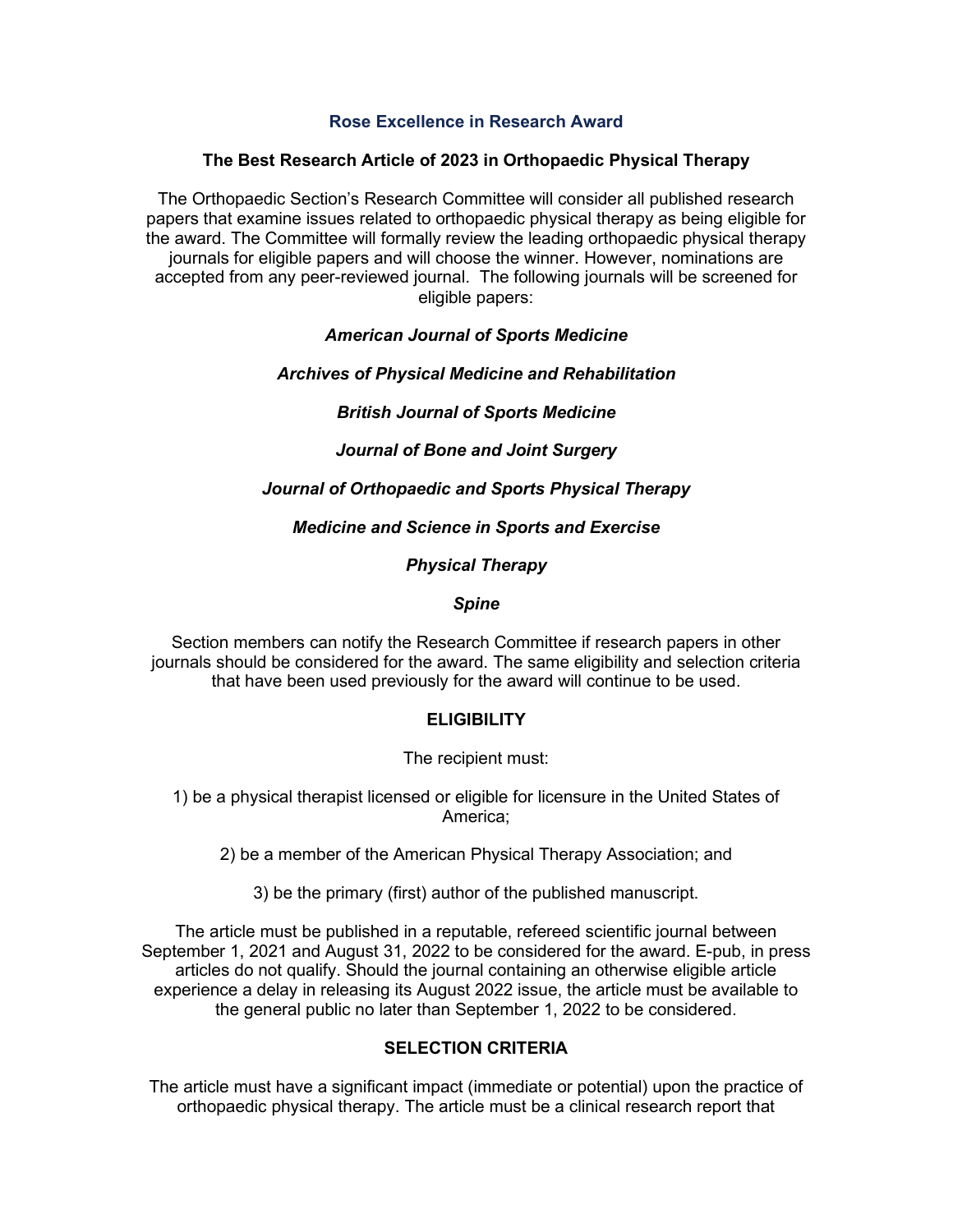# Rose Excellence in Research Award

## The Best Research Article of 2023 in Orthopaedic Physical Therapy

The Orthopaedic Section's Research Committee will consider all published research papers that examine issues related to orthopaedic physical therapy as being eligible for the award. The Committee will formally review the leading orthopaedic physical therapy journals for eligible papers and will choose the winner. However, nominations are accepted from any peer-reviewed journal. The following journals will be screened for eligible papers:

***American Journal of Sports Medicine***

***Archives of Physical Medicine and Rehabilitation***

***British Journal of Sports Medicine***

***Journal of Bone and Joint Surgery***

***Journal of Orthopaedic and Sports Physical Therapy***

***Medicine and Science in Sports and Exercise***

***Physical Therapy***

***Spine***

Section members can notify the Research Committee if research papers in other journals should be considered for the award. The same eligibility and selection criteria that have been used previously for the award will continue to be used.

## ELIGIBILITY

The recipient must:

1) be a physical therapist licensed or eligible for licensure in the United States of America;

2) be a member of the American Physical Therapy Association; and

3) be the primary (first) author of the published manuscript.

The article must be published in a reputable, refereed scientific journal between September 1, 2021 and August 31, 2022 to be considered for the award. E-pub, in press articles do not qualify. Should the journal containing an otherwise eligible article experience a delay in releasing its August 2022 issue, the article must be available to the general public no later than September 1, 2022 to be considered.

## SELECTION CRITERIA

The article must have a significant impact (immediate or potential) upon the practice of orthopaedic physical therapy. The article must be a clinical research report that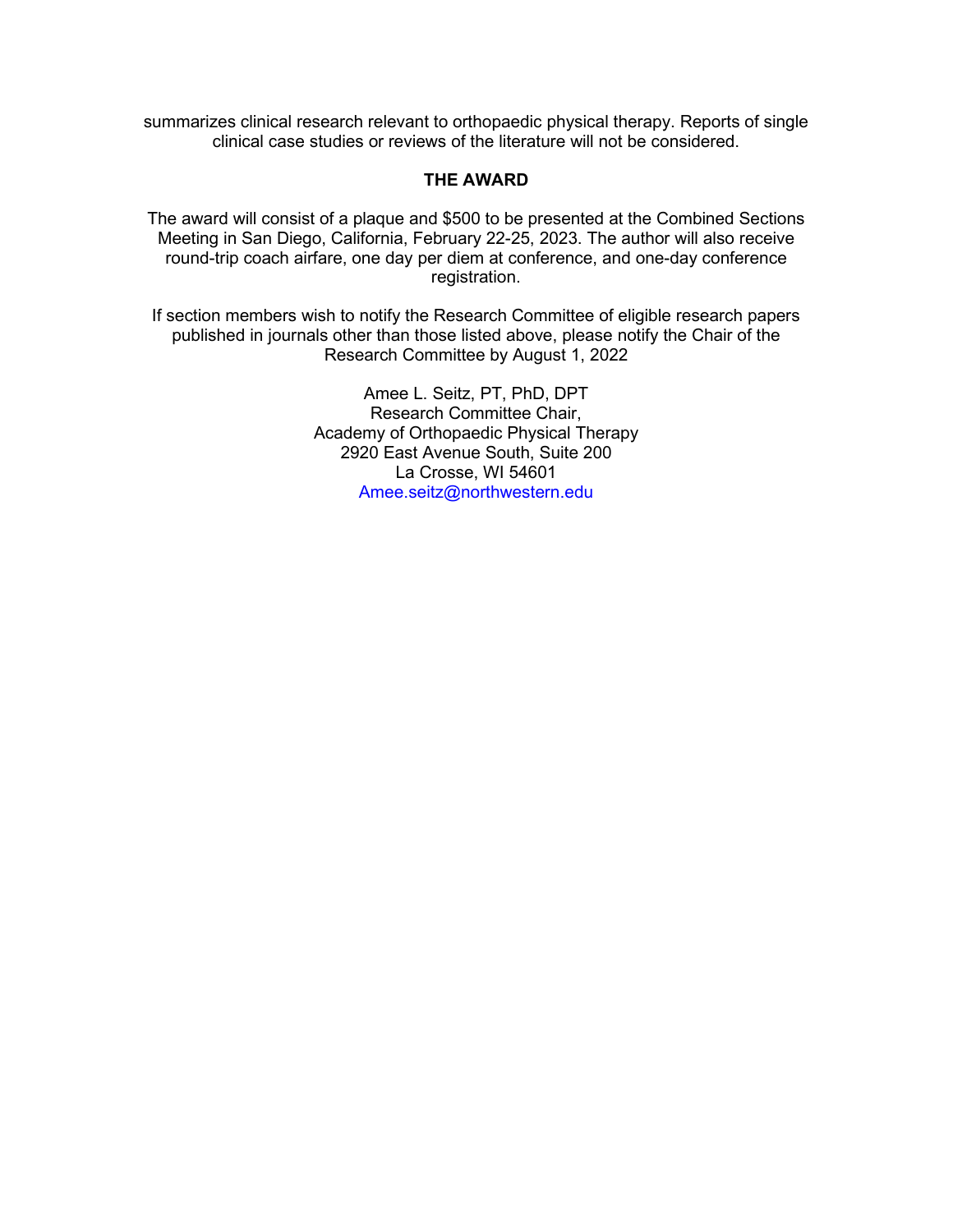summarizes clinical research relevant to orthopaedic physical therapy. Reports of single clinical case studies or reviews of the literature will not be considered.

## THE AWARD

The award will consist of a plaque and $500 to be presented at the Combined Sections Meeting in San Diego, California, February 22-25, 2023. The author will also receive round-trip coach airfare, one day per diem at conference, and one-day conference registration.

If section members wish to notify the Research Committee of eligible research papers published in journals other than those listed above, please notify the Chair of the Research Committee by August 1, 2022

Amee L. Seitz, PT, PhD, DPT
Research Committee Chair,
Academy of Orthopaedic Physical Therapy
2920 East Avenue South, Suite 200
La Crosse, WI 54601
Amee.seitz@northwestern.edu